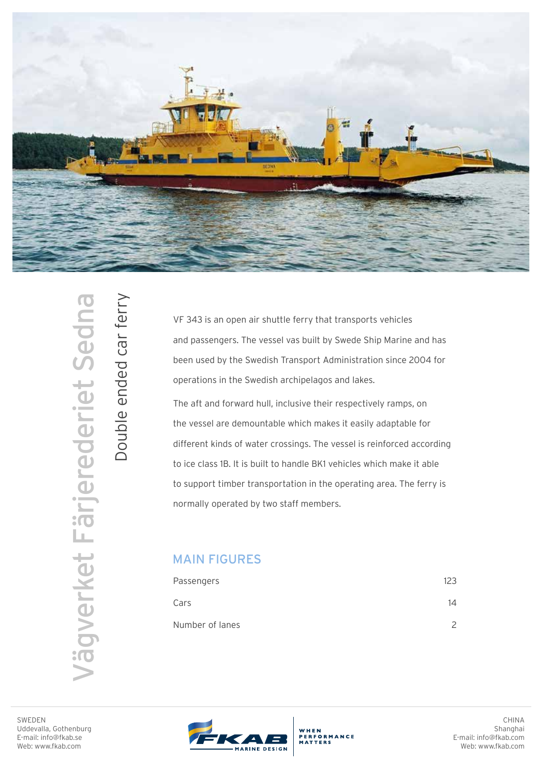# Vägverket Färjerederiet Sedna

## Double ended car ferry

VF 343 is an open air shuttle ferry that transports vehicles and passengers. The vessel vas built by Swede Ship Marine and has been used by the Swedish Transport Administration since 2004 for operations in the Swedish archipelagos and lakes.

The aft and forward hull, inclusive their respectively ramps, on the vessel are demountable which makes it easily adaptable for different kinds of water crossings. The vessel is reinforced according to ice class 1B. It is built to handle BK1 vehicles which make it able to support timber transportation in the operating area. The ferry is normally operated by two staff members.

### MAIN FIGURES

| | |
|---|---|
| Passengers | 123 |
| Cars | 14 |
| Number of lanes | 2 |

SWEDEN
Uddevalla, Gothenburg
E-mail: info@fkab.se
Web: www.fkab.com

FKAB MARINE DESIGN — WHEN PERFORMANCE MATTERS

CHINA
Shanghai
E-mail: info@fkab.com
Web: www.fkab.com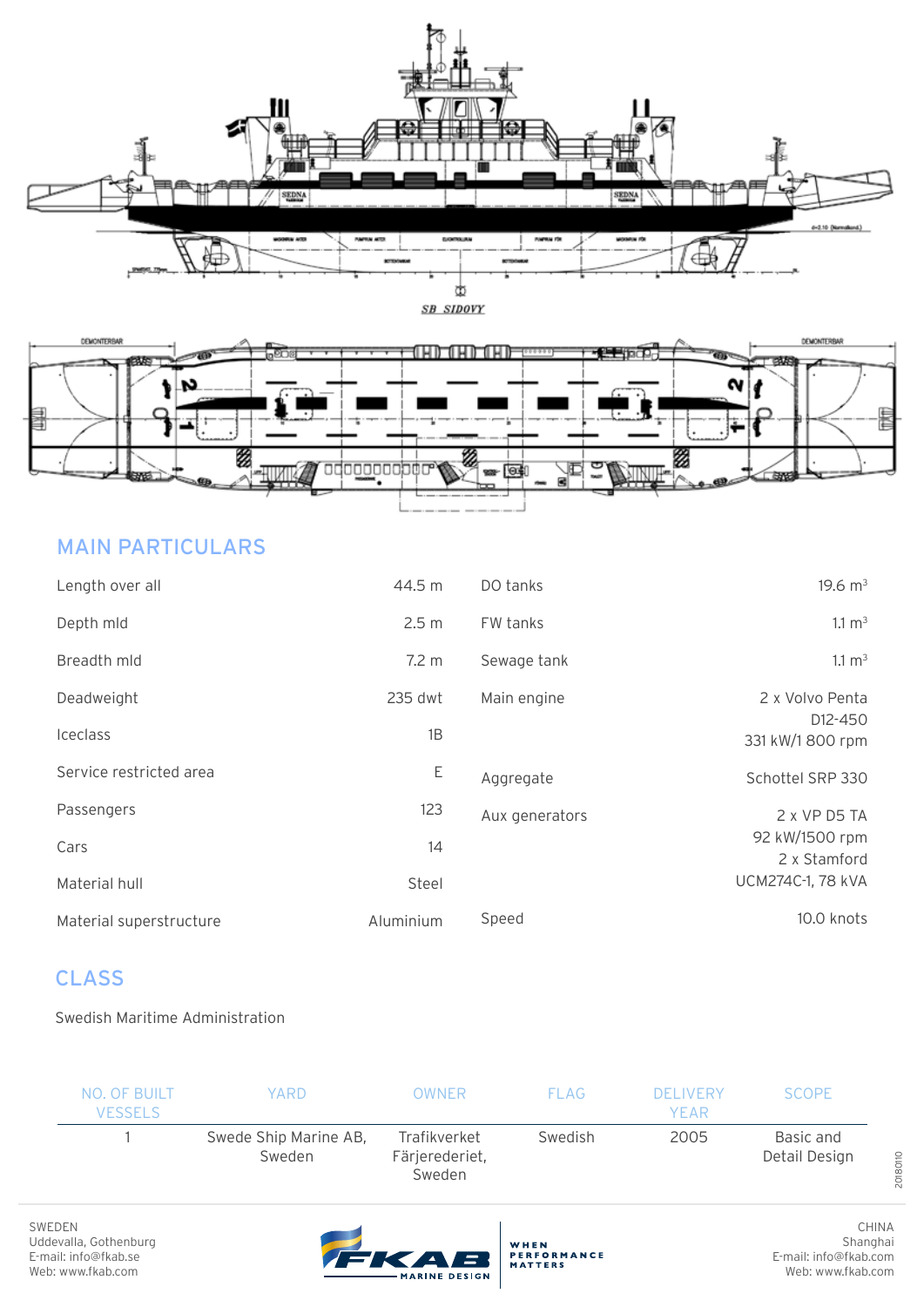SB SIDOVY

## MAIN PARTICULARS

| | |
|---|---|
| Length over all | 44.5 m |
| Depth mld | 2.5 m |
| Breadth mld | 7.2 m |
| Deadweight | 235 dwt |
| Iceclass | 1B |
| Service restricted area | E |
| Passengers | 123 |
| Cars | 14 |
| Material hull | Steel |
| Material superstructure | Aluminium |

| | |
|---|---|
| DO tanks | 19.6 m$^3$ |
| FW tanks | 1.1 m$^3$ |
| Sewage tank | 1.1 m$^3$ |
| Main engine | 2 x Volvo Penta D12-450 331 kW/1 800 rpm |
| Aggregate | Schottel SRP 330 |
| Aux generators | 2 x VP D5 TA 92 kW/1500 rpm 2 x Stamford UCM274C-1, 78 kVA |
| Speed | 10.0 knots |

## CLASS

Swedish Maritime Administration

| NO. OF BUILT VESSELS | YARD | OWNER | FLAG | DELIVERY YEAR | SCOPE |
|---|---|---|---|---|---|
| 1 | Swede Ship Marine AB, Sweden | Trafikverket Färjerederiet, Sweden | Swedish | 2005 | Basic and Detail Design |

SWEDEN
Uddevalla, Gothenburg
E-mail: info@fkab.se
Web: www.fkab.com

FKAB MARINE DESIGN — WHEN PERFORMANCE MATTERS

CHINA
Shanghai
E-mail: info@fkab.com
Web: www.fkab.com